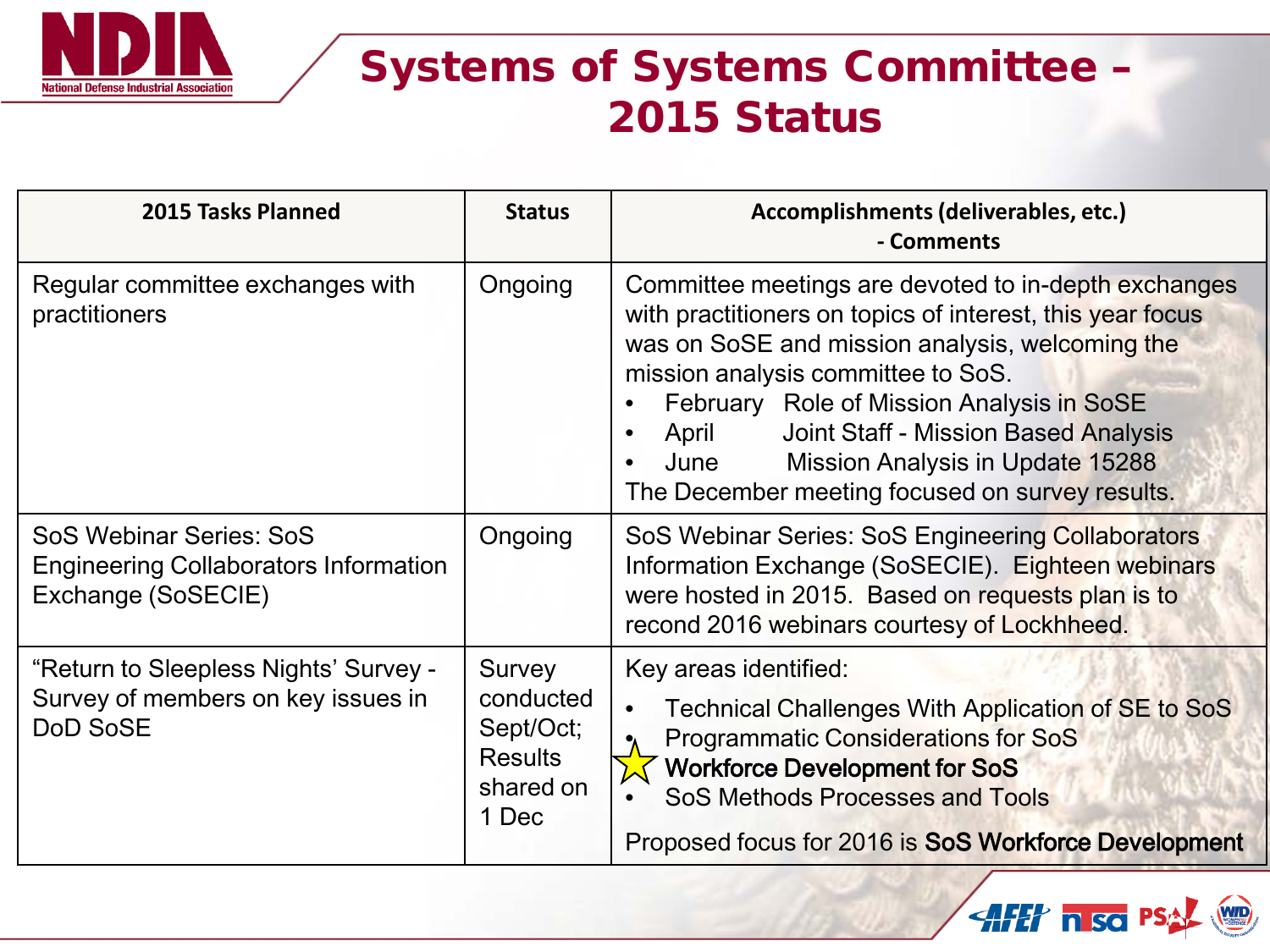# Systems of Systems Committee – 2015 Status

| 2015 Tasks Planned | Status | Accomplishments (deliverables, etc.) - Comments |
|---|---|---|
| Regular committee exchanges with practitioners | Ongoing | Committee meetings are devoted to in-depth exchanges with practitioners on topics of interest, this year focus was on SoSE and mission analysis, welcoming the mission analysis committee to SoS.<br>• February Role of Mission Analysis in SoSE<br>• April Joint Staff - Mission Based Analysis<br>• June Mission Analysis in Update 15288<br>The December meeting focused on survey results. |
| SoS Webinar Series: SoS Engineering Collaborators Information Exchange (SoSECIE) | Ongoing | SoS Webinar Series: SoS Engineering Collaborators Information Exchange (SoSECIE). Eighteen webinars were hosted in 2015. Based on requests plan is to recond 2016 webinars courtesy of Lockhheed. |
| "Return to Sleepless Nights' Survey - Survey of members on key issues in DoD SoSE | Survey conducted Sept/Oct; Results shared on 1 Dec | Key areas identified:<br>• Technical Challenges With Application of SE to SoS<br>• Programmatic Considerations for SoS<br>• **Workforce Development for SoS**<br>• SoS Methods Processes and Tools<br>Proposed focus for 2016 is **SoS Workforce Development** |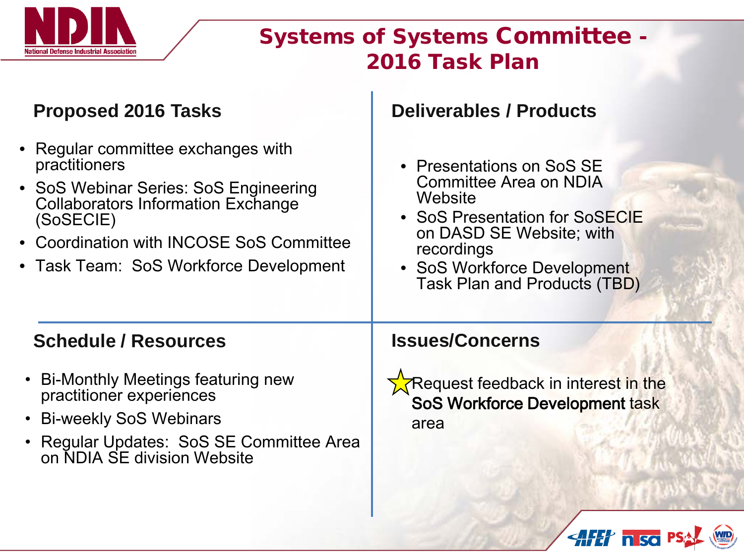# Systems of Systems Committee - 2016 Task Plan

## Proposed 2016 Tasks

- Regular committee exchanges with practitioners
- SoS Webinar Series: SoS Engineering Collaborators Information Exchange (SoSECIE)
- Coordination with INCOSE SoS Committee
- Task Team: SoS Workforce Development

## Deliverables / Products

- Presentations on SoS SE Committee Area on NDIA Website
- SoS Presentation for SoSECIE on DASD SE Website; with recordings
- SoS Workforce Development Task Plan and Products (TBD)

## Schedule / Resources

- Bi-Monthly Meetings featuring new practitioner experiences
- Bi-weekly SoS Webinars
- Regular Updates: SoS SE Committee Area on NDIA SE division Website

## Issues/Concerns

- Request feedback in interest in the **SoS Workforce Development** task area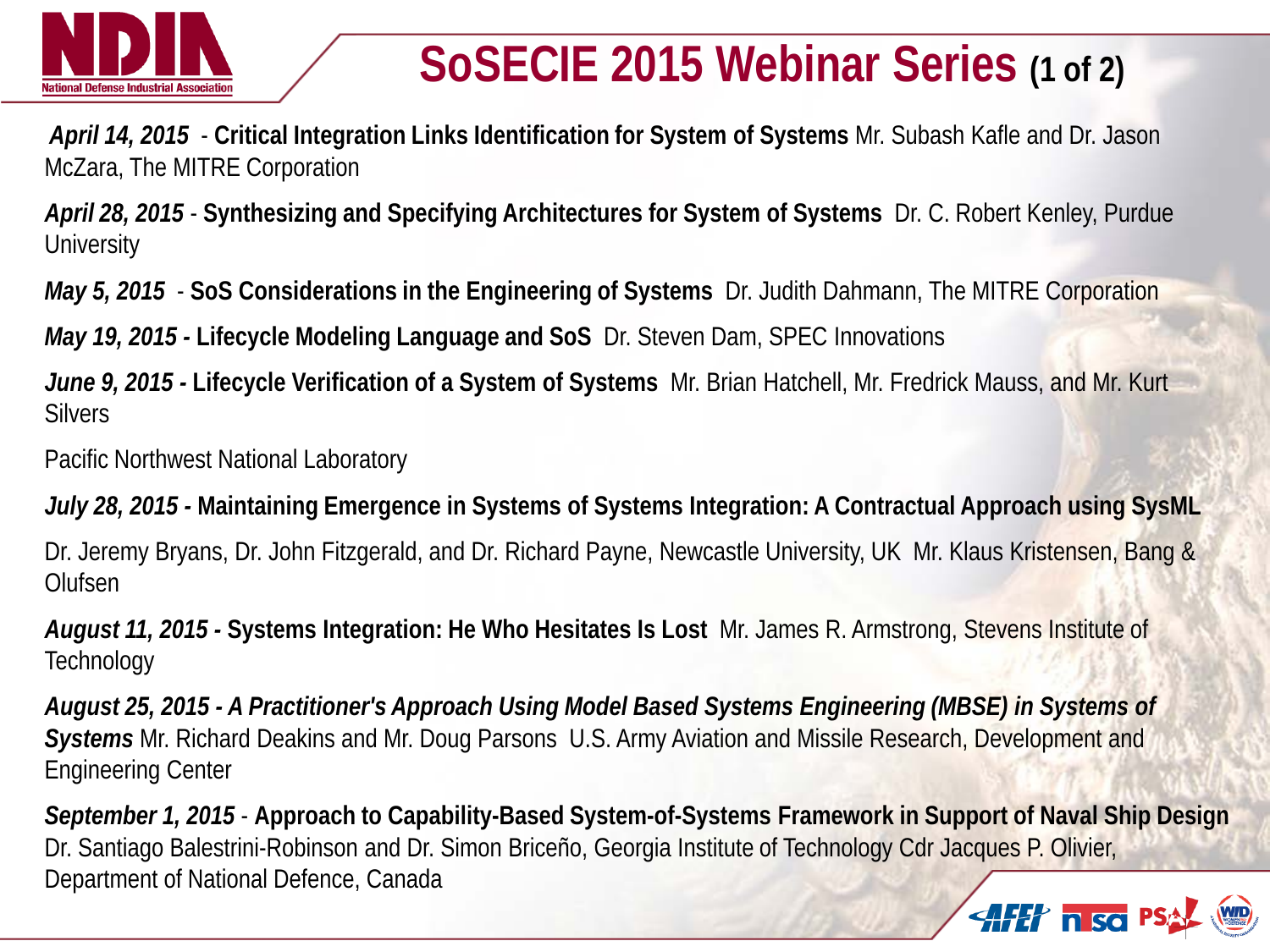# SoSECIE 2015 Webinar Series (1 of 2)

***April 14, 2015*** - **Critical Integration Links Identification for System of Systems** Mr. Subash Kafle and Dr. Jason McZara, The MITRE Corporation

***April 28, 2015*** - **Synthesizing and Specifying Architectures for System of Systems** Dr. C. Robert Kenley, Purdue University

***May 5, 2015*** - **SoS Considerations in the Engineering of Systems** Dr. Judith Dahmann, The MITRE Corporation

***May 19, 2015*** **- Lifecycle Modeling Language and SoS** Dr. Steven Dam, SPEC Innovations

***June 9, 2015*** **- Lifecycle Verification of a System of Systems** Mr. Brian Hatchell, Mr. Fredrick Mauss, and Mr. Kurt Silvers

Pacific Northwest National Laboratory

***July 28, 2015*** **- Maintaining Emergence in Systems of Systems Integration: A Contractual Approach using SysML**

Dr. Jeremy Bryans, Dr. John Fitzgerald, and Dr. Richard Payne, Newcastle University, UK Mr. Klaus Kristensen, Bang & Olufsen

***August 11, 2015*** **- Systems Integration: He Who Hesitates Is Lost** Mr. James R. Armstrong, Stevens Institute of Technology

***August 25, 2015 - A Practitioner's Approach Using Model Based Systems Engineering (MBSE) in Systems of Systems*** Mr. Richard Deakins and Mr. Doug Parsons U.S. Army Aviation and Missile Research, Development and Engineering Center

***September 1, 2015*** - **Approach to Capability-Based System-of-Systems Framework in Support of Naval Ship Design** Dr. Santiago Balestrini-Robinson and Dr. Simon Briceño, Georgia Institute of Technology Cdr Jacques P. Olivier, Department of National Defence, Canada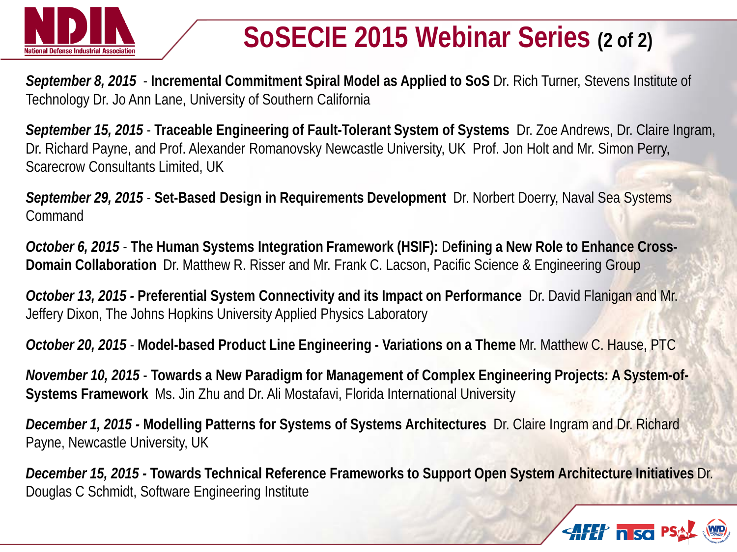# SoSECIE 2015 Webinar Series (2 of 2)

***September 8, 2015*** - **Incremental Commitment Spiral Model as Applied to SoS** Dr. Rich Turner, Stevens Institute of Technology Dr. Jo Ann Lane, University of Southern California

***September 15, 2015*** - **Traceable Engineering of Fault-Tolerant System of Systems** Dr. Zoe Andrews, Dr. Claire Ingram, Dr. Richard Payne, and Prof. Alexander Romanovsky Newcastle University, UK Prof. Jon Holt and Mr. Simon Perry, Scarecrow Consultants Limited, UK

***September 29, 2015*** - **Set-Based Design in Requirements Development** Dr. Norbert Doerry, Naval Sea Systems Command

***October 6, 2015*** - **The Human Systems Integration Framework (HSIF): Defining a New Role to Enhance Cross-Domain Collaboration** Dr. Matthew R. Risser and Mr. Frank C. Lacson, Pacific Science & Engineering Group

***October 13, 2015 -*** **Preferential System Connectivity and its Impact on Performance** Dr. David Flanigan and Mr. Jeffery Dixon, The Johns Hopkins University Applied Physics Laboratory

***October 20, 2015*** - **Model-based Product Line Engineering - Variations on a Theme** Mr. Matthew C. Hause, PTC

***November 10, 2015*** - **Towards a New Paradigm for Management of Complex Engineering Projects: A System-of-Systems Framework** Ms. Jin Zhu and Dr. Ali Mostafavi, Florida International University

***December 1, 2015 -*** **Modelling Patterns for Systems of Systems Architectures** Dr. Claire Ingram and Dr. Richard Payne, Newcastle University, UK

***December 15, 2015 -*** **Towards Technical Reference Frameworks to Support Open System Architecture Initiatives** Dr. Douglas C Schmidt, Software Engineering Institute